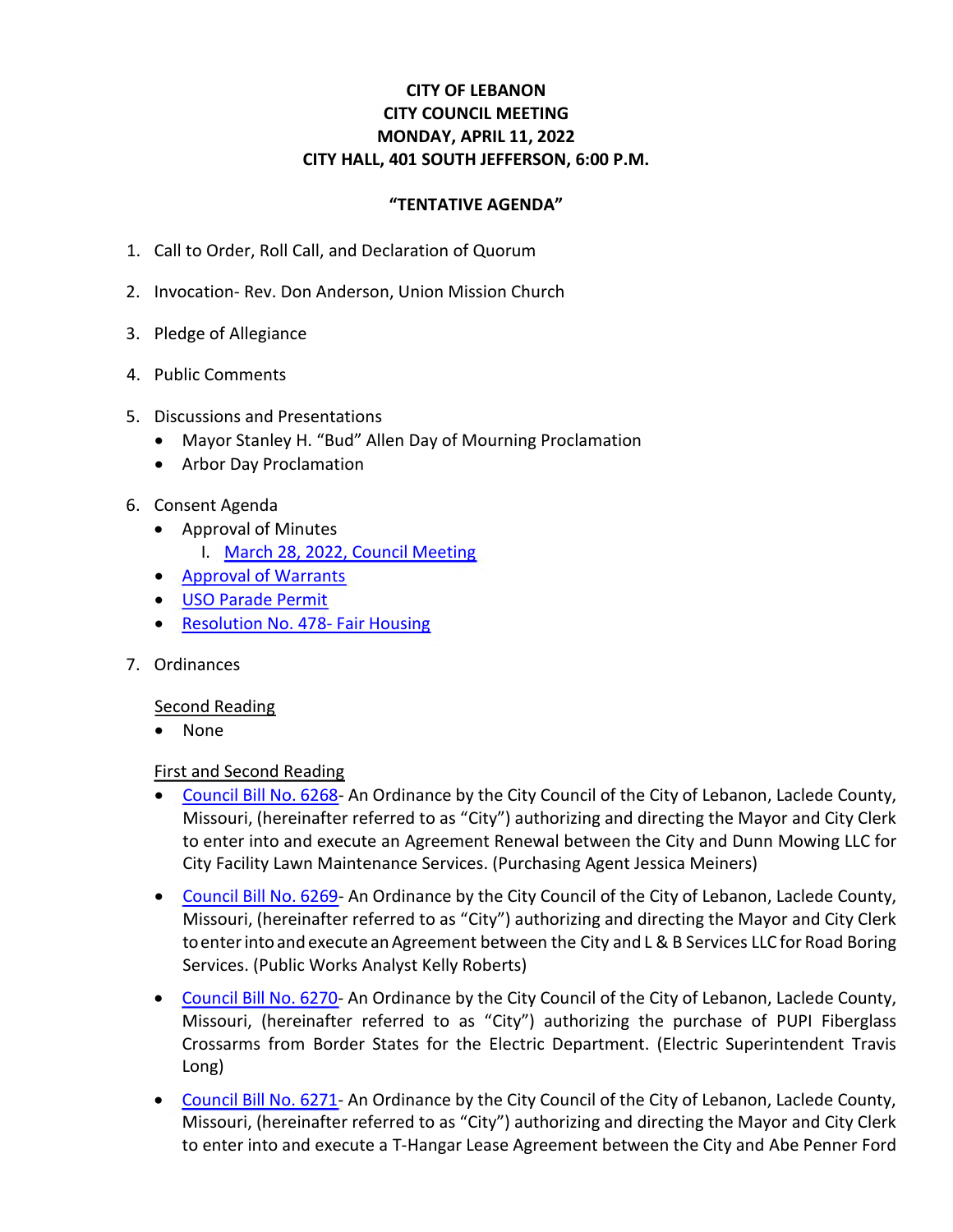# CITY OF LEBANON
# CITY COUNCIL MEETING
# MONDAY, APRIL 11, 2022
# CITY HALL, 401 SOUTH JEFFERSON, 6:00 P.M.

## "TENTATIVE AGENDA"

1. Call to Order, Roll Call, and Declaration of Quorum

2. Invocation- Rev. Don Anderson, Union Mission Church

3. Pledge of Allegiance

4. Public Comments

5. Discussions and Presentations
   - Mayor Stanley H. "Bud" Allen Day of Mourning Proclamation
   - Arbor Day Proclamation

6. Consent Agenda
   - Approval of Minutes
     I. March 28, 2022, Council Meeting
   - Approval of Warrants
   - USO Parade Permit
   - Resolution No. 478- Fair Housing

7. Ordinances

   Second Reading
   - None

   First and Second Reading
   - Council Bill No. 6268- An Ordinance by the City Council of the City of Lebanon, Laclede County, Missouri, (hereinafter referred to as "City") authorizing and directing the Mayor and City Clerk to enter into and execute an Agreement Renewal between the City and Dunn Mowing LLC for City Facility Lawn Maintenance Services. (Purchasing Agent Jessica Meiners)
   - Council Bill No. 6269- An Ordinance by the City Council of the City of Lebanon, Laclede County, Missouri, (hereinafter referred to as "City") authorizing and directing the Mayor and City Clerk to enter into and execute an Agreement between the City and L & B Services LLC for Road Boring Services. (Public Works Analyst Kelly Roberts)
   - Council Bill No. 6270- An Ordinance by the City Council of the City of Lebanon, Laclede County, Missouri, (hereinafter referred to as "City") authorizing the purchase of PUPI Fiberglass Crossarms from Border States for the Electric Department. (Electric Superintendent Travis Long)
   - Council Bill No. 6271- An Ordinance by the City Council of the City of Lebanon, Laclede County, Missouri, (hereinafter referred to as "City") authorizing and directing the Mayor and City Clerk to enter into and execute a T-Hangar Lease Agreement between the City and Abe Penner Ford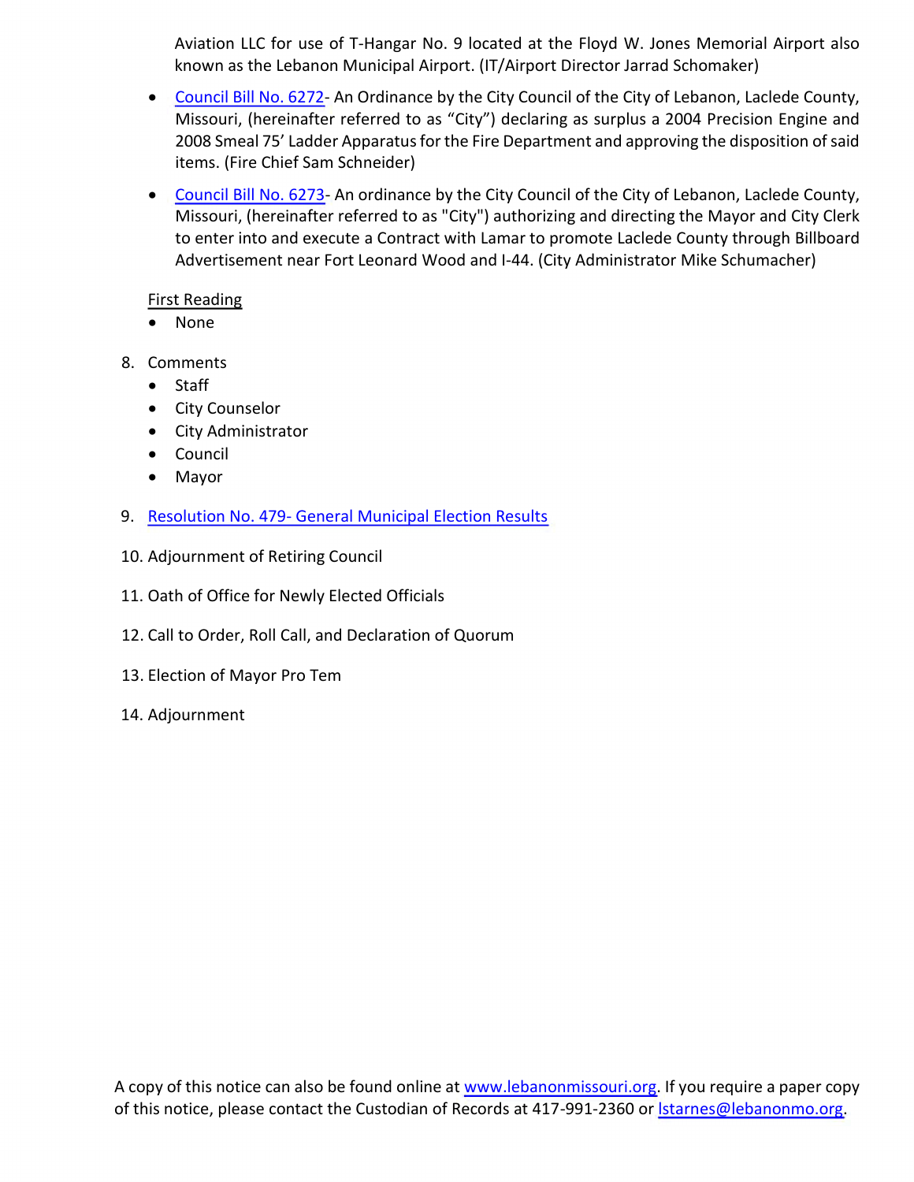Aviation LLC for use of T-Hangar No. 9 located at the Floyd W. Jones Memorial Airport also known as the Lebanon Municipal Airport. (IT/Airport Director Jarrad Schomaker)

- Council Bill No. 6272- An Ordinance by the City Council of the City of Lebanon, Laclede County, Missouri, (hereinafter referred to as "City") declaring as surplus a 2004 Precision Engine and 2008 Smeal 75' Ladder Apparatus for the Fire Department and approving the disposition of said items. (Fire Chief Sam Schneider)
- Council Bill No. 6273- An ordinance by the City Council of the City of Lebanon, Laclede County, Missouri, (hereinafter referred to as "City") authorizing and directing the Mayor and City Clerk to enter into and execute a Contract with Lamar to promote Laclede County through Billboard Advertisement near Fort Leonard Wood and I-44. (City Administrator Mike Schumacher)

First Reading

- None

8. Comments
   - Staff
   - City Counselor
   - City Administrator
   - Council
   - Mayor
9. Resolution No. 479- General Municipal Election Results
10. Adjournment of Retiring Council
11. Oath of Office for Newly Elected Officials
12. Call to Order, Roll Call, and Declaration of Quorum
13. Election of Mayor Pro Tem
14. Adjournment

A copy of this notice can also be found online at www.lebanonmissouri.org. If you require a paper copy of this notice, please contact the Custodian of Records at 417-991-2360 or lstarnes@lebanonmo.org.